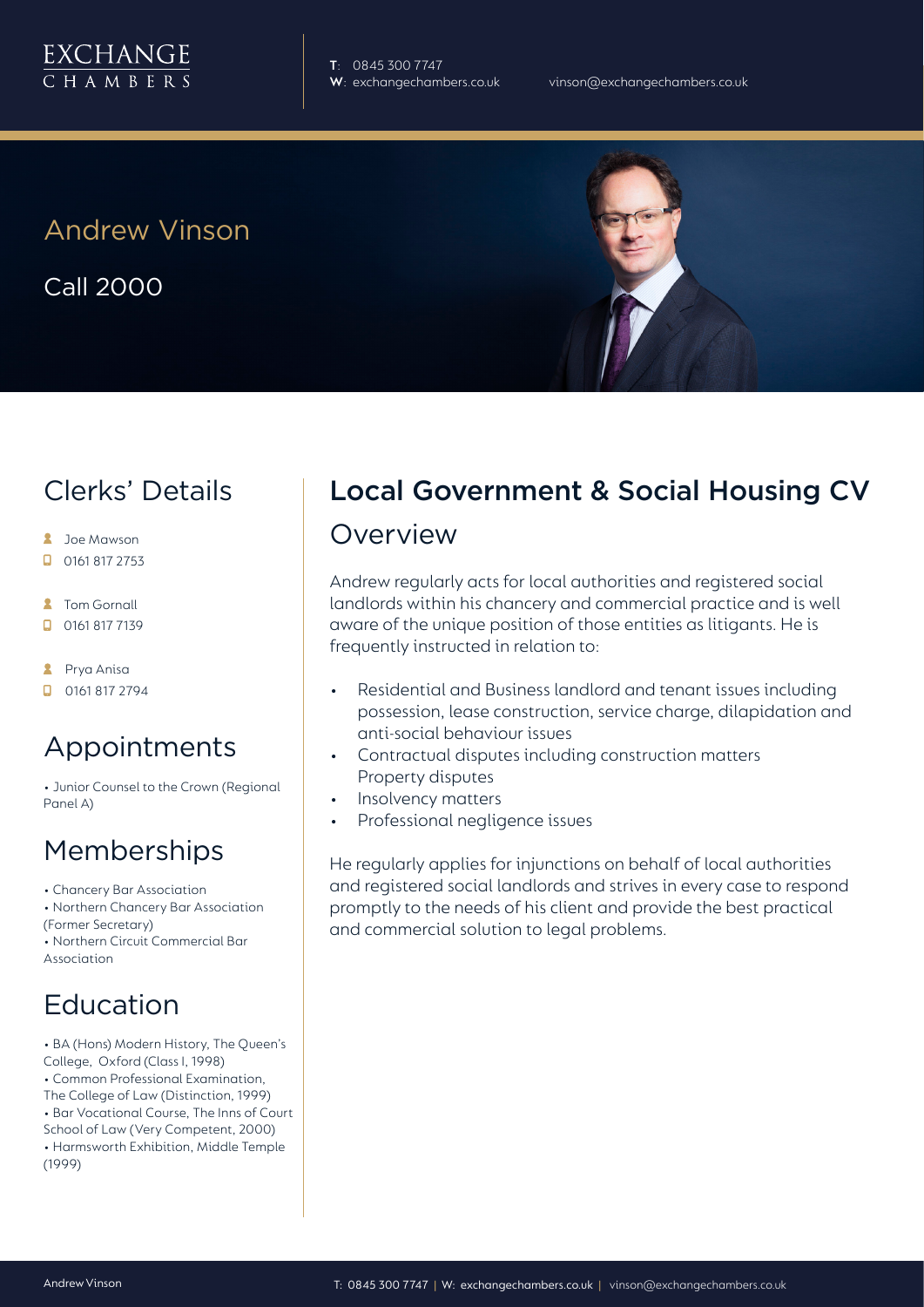EXCHANGE
CHAMBERS

**T**: 0845 300 7747
**W**: exchangechambers.co.uk

vinson@exchangechambers.co.uk

# Andrew Vinson

Call 2000

## Clerks' Details

- Joe Mawson
- 0161 817 2753
- Tom Gornall
- 0161 817 7139
- Prya Anisa
- 0161 817 2794

## Appointments

- Junior Counsel to the Crown (Regional Panel A)

## Memberships

- Chancery Bar Association
- Northern Chancery Bar Association (Former Secretary)
- Northern Circuit Commercial Bar Association

## Education

- BA (Hons) Modern History, The Queen's College, Oxford (Class I, 1998)
- Common Professional Examination, The College of Law (Distinction, 1999)
- Bar Vocational Course, The Inns of Court School of Law (Very Competent, 2000)
- Harmsworth Exhibition, Middle Temple (1999)

## Local Government & Social Housing CV

### Overview

Andrew regularly acts for local authorities and registered social landlords within his chancery and commercial practice and is well aware of the unique position of those entities as litigants. He is frequently instructed in relation to:

- Residential and Business landlord and tenant issues including possession, lease construction, service charge, dilapidation and anti-social behaviour issues
- Contractual disputes including construction matters Property disputes
- Insolvency matters
- Professional negligence issues

He regularly applies for injunctions on behalf of local authorities and registered social landlords and strives in every case to respond promptly to the needs of his client and provide the best practical and commercial solution to legal problems.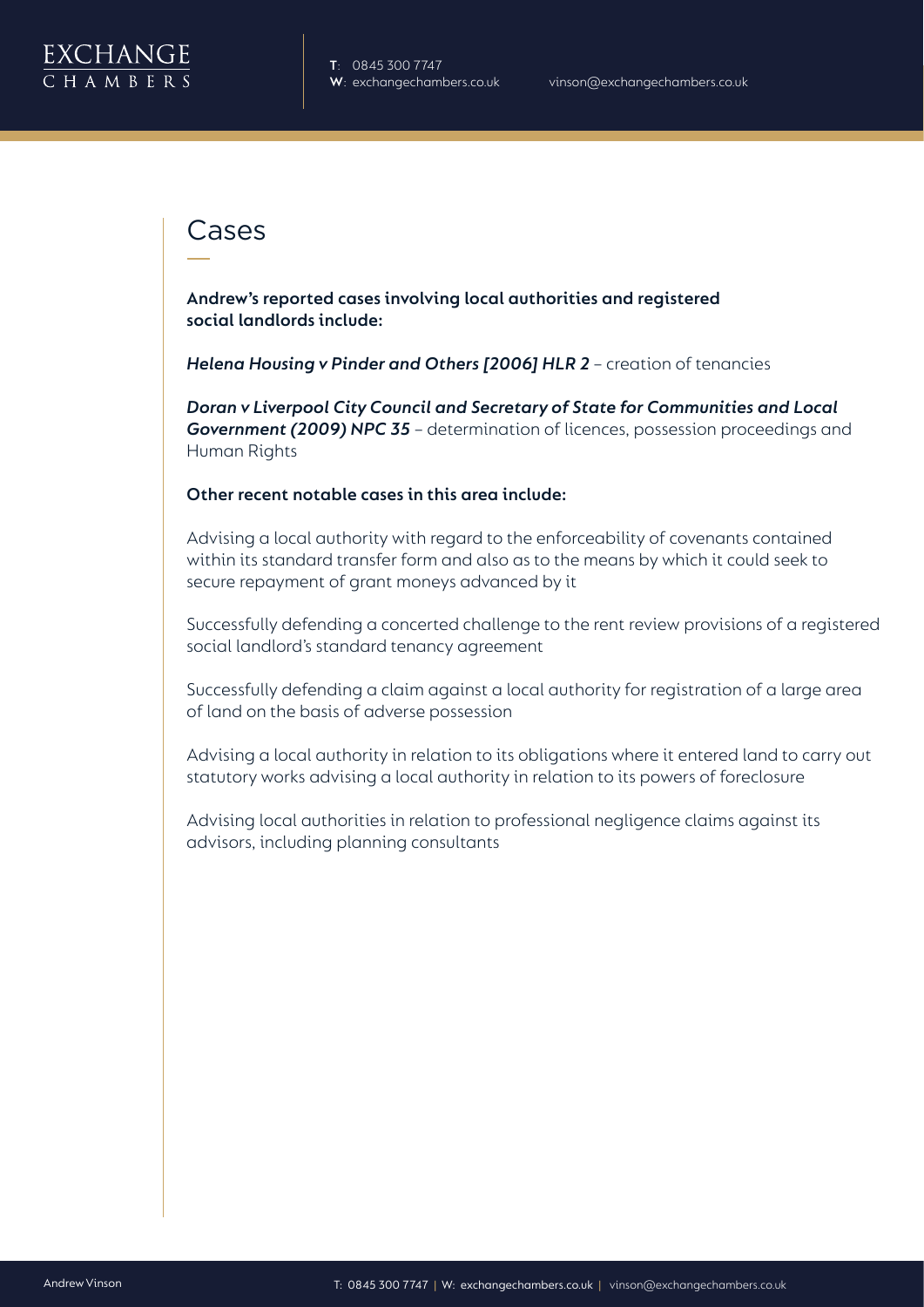## Cases

**Andrew's reported cases involving local authorities and registered social landlords include:**

***Helena Housing v Pinder and Others [2006] HLR 2*** – creation of tenancies

***Doran v Liverpool City Council and Secretary of State for Communities and Local Government (2009) NPC 35*** – determination of licences, possession proceedings and Human Rights

**Other recent notable cases in this area include:**

Advising a local authority with regard to the enforceability of covenants contained within its standard transfer form and also as to the means by which it could seek to secure repayment of grant moneys advanced by it

Successfully defending a concerted challenge to the rent review provisions of a registered social landlord's standard tenancy agreement

Successfully defending a claim against a local authority for registration of a large area of land on the basis of adverse possession

Advising a local authority in relation to its obligations where it entered land to carry out statutory works advising a local authority in relation to its powers of foreclosure

Advising local authorities in relation to professional negligence claims against its advisors, including planning consultants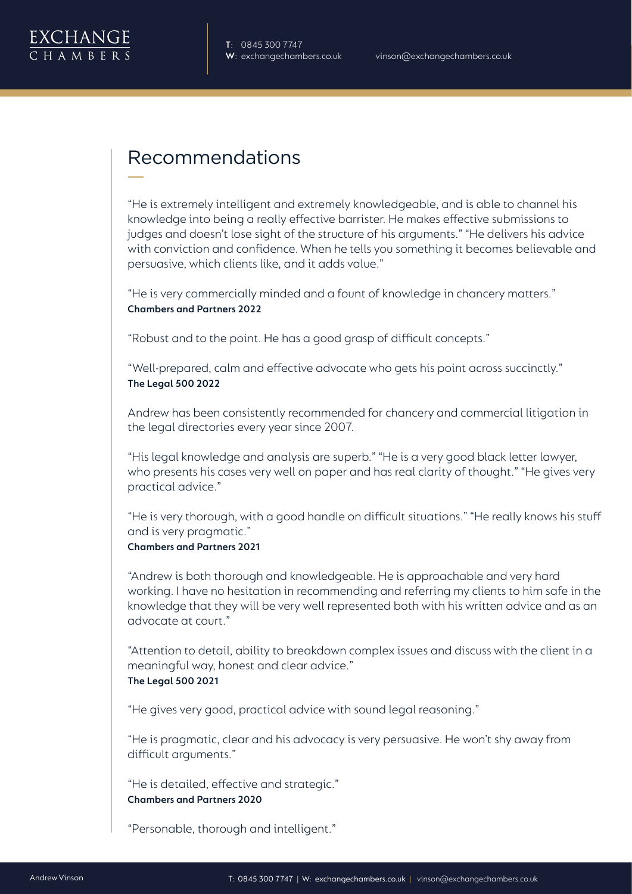## Recommendations

"He is extremely intelligent and extremely knowledgeable, and is able to channel his knowledge into being a really effective barrister. He makes effective submissions to judges and doesn't lose sight of the structure of his arguments." "He delivers his advice with conviction and confidence. When he tells you something it becomes believable and persuasive, which clients like, and it adds value."

"He is very commercially minded and a fount of knowledge in chancery matters."
**Chambers and Partners 2022**

"Robust and to the point. He has a good grasp of difficult concepts."

"Well-prepared, calm and effective advocate who gets his point across succinctly."
**The Legal 500 2022**

Andrew has been consistently recommended for chancery and commercial litigation in the legal directories every year since 2007.

"His legal knowledge and analysis are superb." "He is a very good black letter lawyer, who presents his cases very well on paper and has real clarity of thought." "He gives very practical advice."

"He is very thorough, with a good handle on difficult situations." "He really knows his stuff and is very pragmatic."
**Chambers and Partners 2021**

"Andrew is both thorough and knowledgeable. He is approachable and very hard working. I have no hesitation in recommending and referring my clients to him safe in the knowledge that they will be very well represented both with his written advice and as an advocate at court."

"Attention to detail, ability to breakdown complex issues and discuss with the client in a meaningful way, honest and clear advice."
**The Legal 500 2021**

"He gives very good, practical advice with sound legal reasoning."

"He is pragmatic, clear and his advocacy is very persuasive. He won't shy away from difficult arguments."

"He is detailed, effective and strategic."
**Chambers and Partners 2020**

"Personable, thorough and intelligent."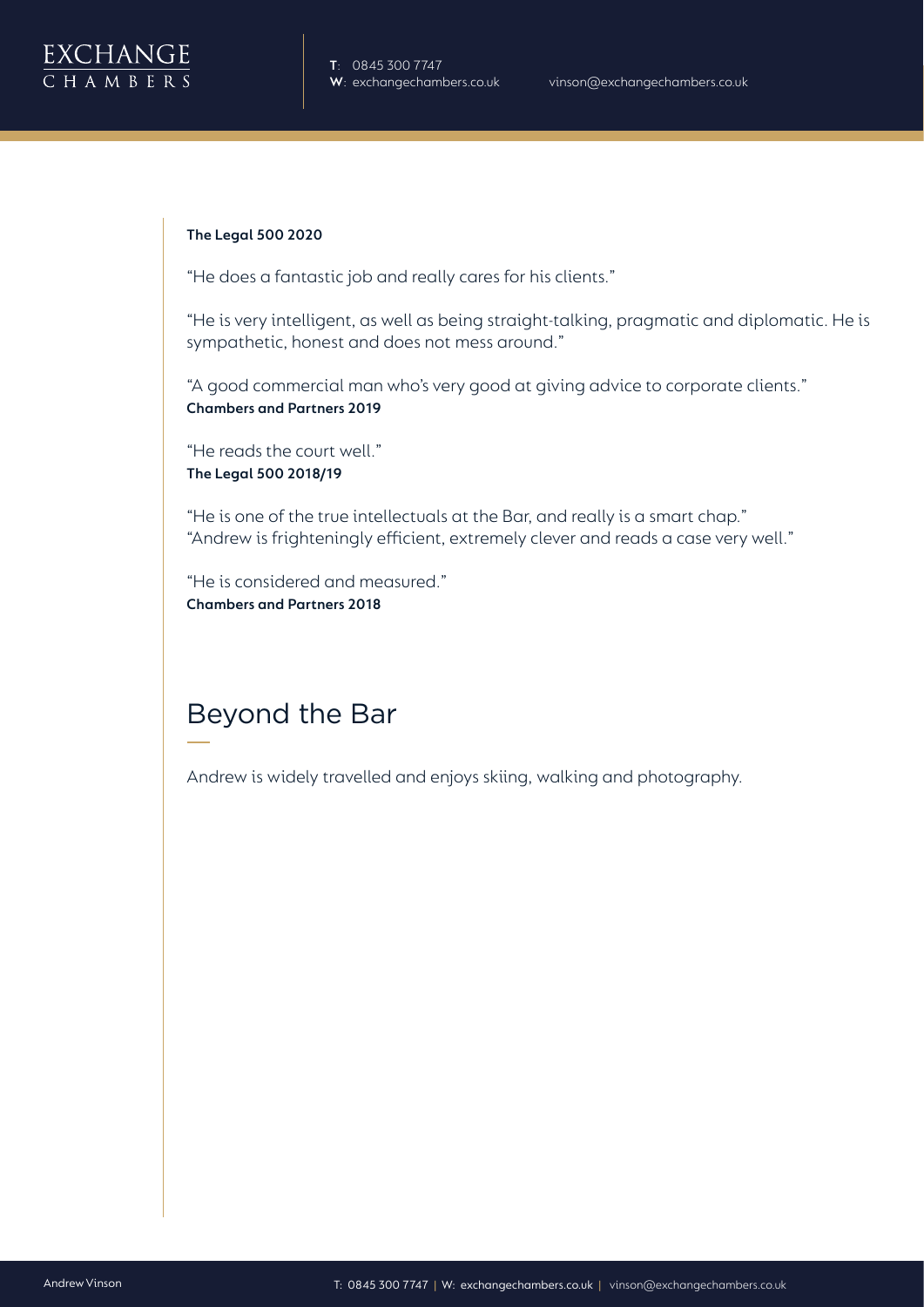**The Legal 500 2020**

"He does a fantastic job and really cares for his clients."

"He is very intelligent, as well as being straight-talking, pragmatic and diplomatic. He is sympathetic, honest and does not mess around."

"A good commercial man who's very good at giving advice to corporate clients."
**Chambers and Partners 2019**

"He reads the court well."
**The Legal 500 2018/19**

"He is one of the true intellectuals at the Bar, and really is a smart chap."
"Andrew is frighteningly efficient, extremely clever and reads a case very well."

"He is considered and measured."
**Chambers and Partners 2018**

## Beyond the Bar

Andrew is widely travelled and enjoys skiing, walking and photography.